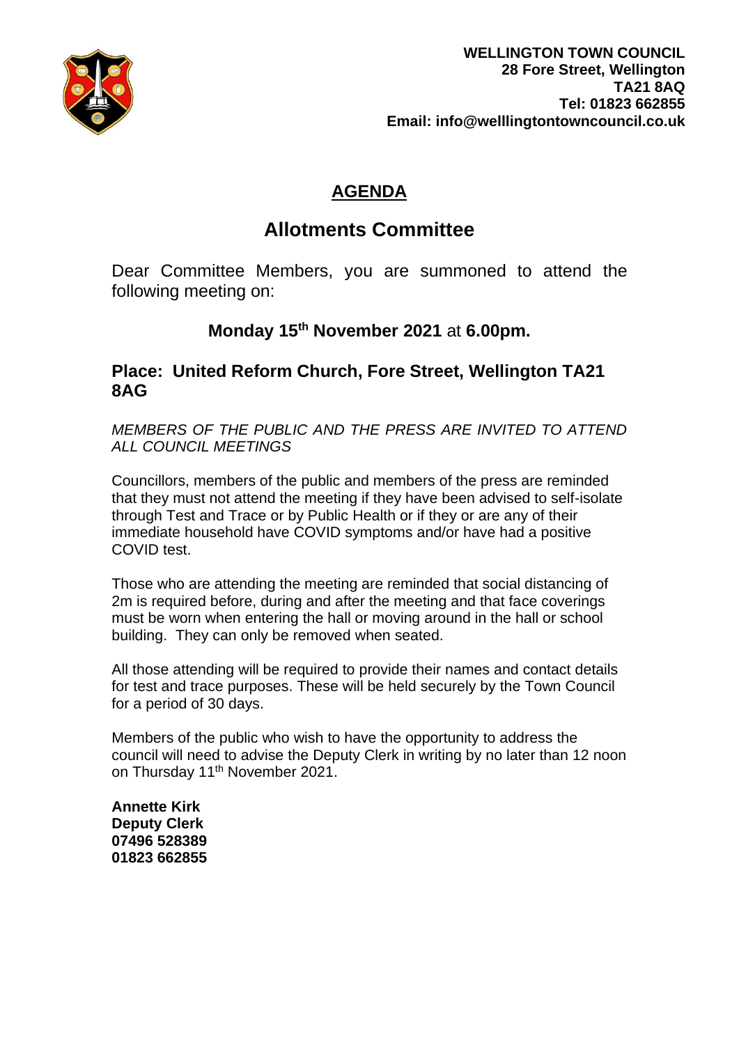**WELLINGTON TOWN COUNCIL**
**28 Fore Street, Wellington**
**TA21 8AQ**
**Tel: 01823 662855**
**Email: info@welllingtontowncouncil.co.uk**

# AGENDA

## Allotments Committee

Dear Committee Members, you are summoned to attend the following meeting on:

### Monday 15th November 2021 at 6.00pm.

### Place: United Reform Church, Fore Street, Wellington TA21 8AG

*MEMBERS OF THE PUBLIC AND THE PRESS ARE INVITED TO ATTEND ALL COUNCIL MEETINGS*

Councillors, members of the public and members of the press are reminded that they must not attend the meeting if they have been advised to self-isolate through Test and Trace or by Public Health or if they or are any of their immediate household have COVID symptoms and/or have had a positive COVID test.

Those who are attending the meeting are reminded that social distancing of 2m is required before, during and after the meeting and that face coverings must be worn when entering the hall or moving around in the hall or school building. They can only be removed when seated.

All those attending will be required to provide their names and contact details for test and trace purposes. These will be held securely by the Town Council for a period of 30 days.

Members of the public who wish to have the opportunity to address the council will need to advise the Deputy Clerk in writing by no later than 12 noon on Thursday 11th November 2021.

**Annette Kirk**
**Deputy Clerk**
**07496 528389**
**01823 662855**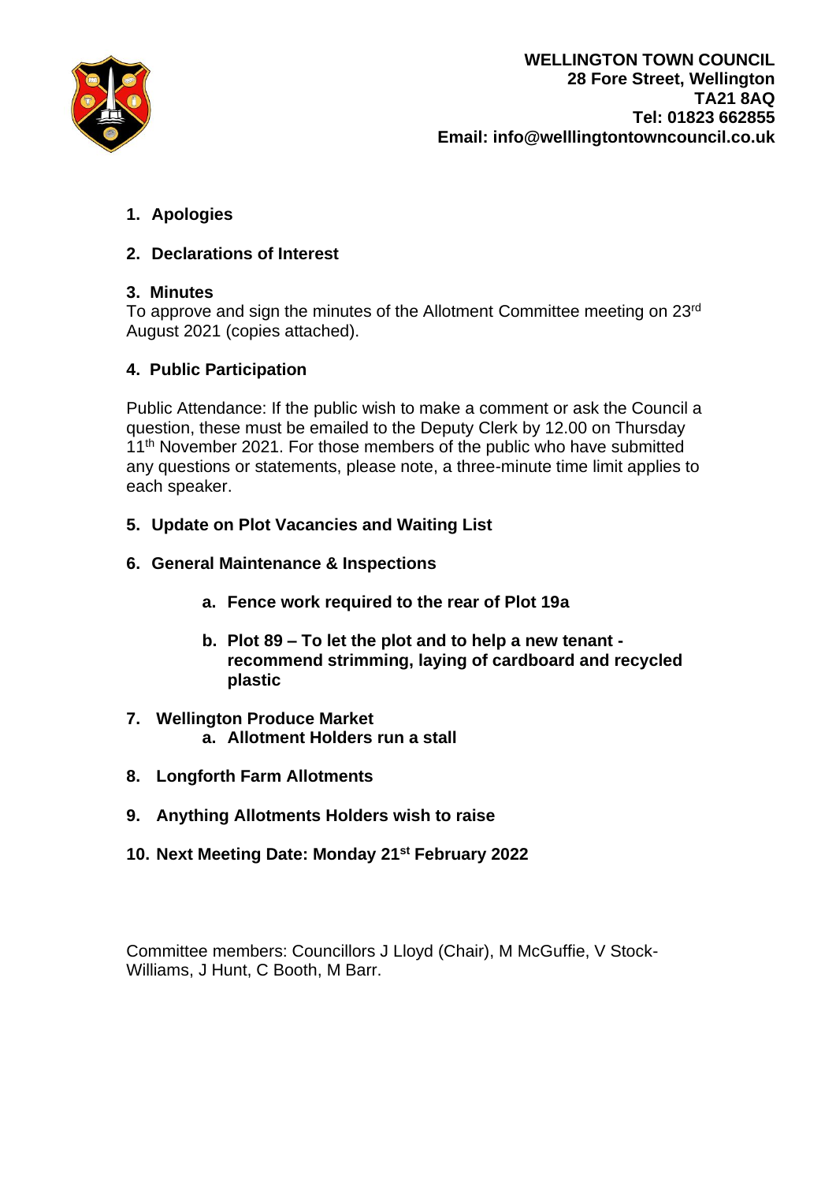**WELLINGTON TOWN COUNCIL**
**28 Fore Street, Wellington**
**TA21 8AQ**
**Tel: 01823 662855**
**Email: info@welllingtontowncouncil.co.uk**

1. **Apologies**

2. **Declarations of Interest**

3. **Minutes**
To approve and sign the minutes of the Allotment Committee meeting on 23rd August 2021 (copies attached).

4. **Public Participation**

Public Attendance: If the public wish to make a comment or ask the Council a question, these must be emailed to the Deputy Clerk by 12.00 on Thursday 11th November 2021. For those members of the public who have submitted any questions or statements, please note, a three-minute time limit applies to each speaker.

5. **Update on Plot Vacancies and Waiting List**

6. **General Maintenance & Inspections**

    a. **Fence work required to the rear of Plot 19a**

    b. **Plot 89 – To let the plot and to help a new tenant - recommend strimming, laying of cardboard and recycled plastic**

7. **Wellington Produce Market**
    a. **Allotment Holders run a stall**

8. **Longforth Farm Allotments**

9. **Anything Allotments Holders wish to raise**

10. **Next Meeting Date: Monday 21st February 2022**

Committee members: Councillors J Lloyd (Chair), M McGuffie, V Stock-Williams, J Hunt, C Booth, M Barr.